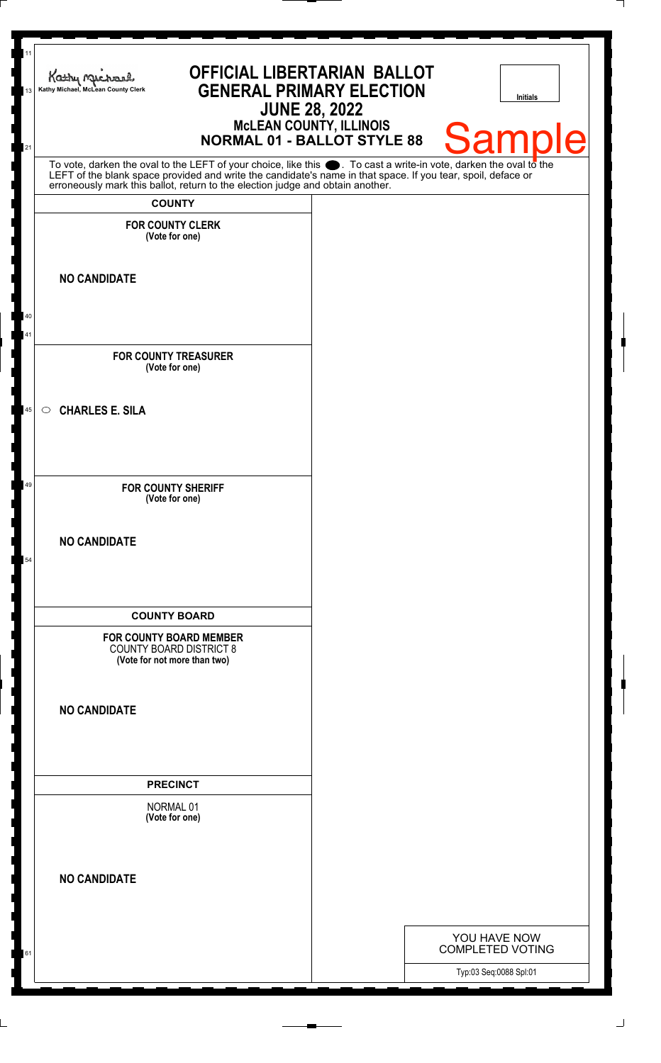Kathy Michael, McLean County Clerk

# OFFICIAL LIBERTARIAN BALLOT
## GENERAL PRIMARY ELECTION
## JUNE 28, 2022
### McLEAN COUNTY, ILLINOIS
### NORMAL 01 - BALLOT STYLE 88

Initials

Sample

To vote, darken the oval to the LEFT of your choice, like this ●. To cast a write-in vote, darken the oval to the LEFT of the blank space provided and write the candidate's name in that space. If you tear, spoil, deface or erroneously mark this ballot, return to the election judge and obtain another.

## COUNTY

**FOR COUNTY CLERK**
**(Vote for one)**

**NO CANDIDATE**

**FOR COUNTY TREASURER**
**(Vote for one)**

○ **CHARLES E. SILA**

**FOR COUNTY SHERIFF**
**(Vote for one)**

**NO CANDIDATE**

## COUNTY BOARD

**FOR COUNTY BOARD MEMBER**
COUNTY BOARD DISTRICT 8
**(Vote for not more than two)**

**NO CANDIDATE**

## PRECINCT

NORMAL 01
**(Vote for one)**

**NO CANDIDATE**

YOU HAVE NOW COMPLETED VOTING

Typ:03 Seq:0088 Spl:01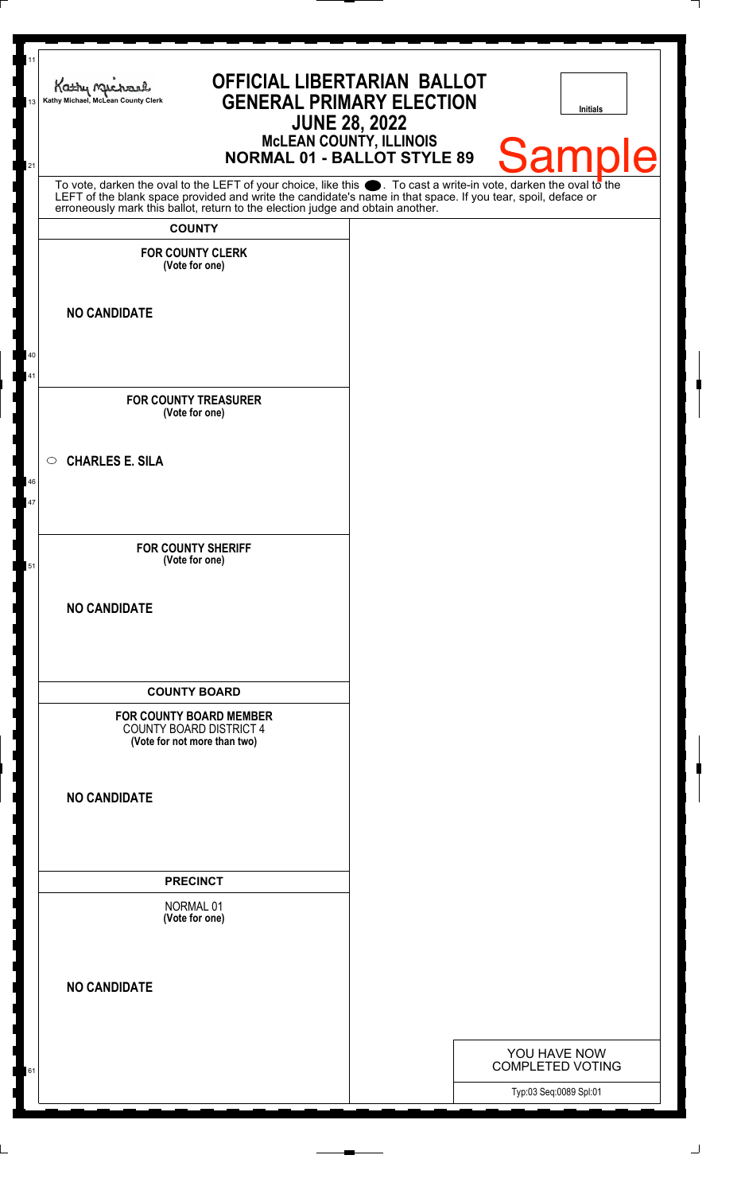Kathy Michael, McLean County Clerk

# OFFICIAL LIBERTARIAN BALLOT
## GENERAL PRIMARY ELECTION
### JUNE 28, 2022
### McLEAN COUNTY, ILLINOIS
### NORMAL 01 - BALLOT STYLE 89

Initials

Sample

To vote, darken the oval to the LEFT of your choice, like this ⬤. To cast a write-in vote, darken the oval to the LEFT of the blank space provided and write the candidate's name in that space. If you tear, spoil, deface or erroneously mark this ballot, return to the election judge and obtain another.

**COUNTY**

**FOR COUNTY CLERK**
**(Vote for one)**

**NO CANDIDATE**

**FOR COUNTY TREASURER**
**(Vote for one)**

○ **CHARLES E. SILA**

**FOR COUNTY SHERIFF**
**(Vote for one)**

**NO CANDIDATE**

**COUNTY BOARD**

**FOR COUNTY BOARD MEMBER**
COUNTY BOARD DISTRICT 4
**(Vote for not more than two)**

**NO CANDIDATE**

**PRECINCT**

NORMAL 01
**(Vote for one)**

**NO CANDIDATE**

YOU HAVE NOW COMPLETED VOTING

Typ:03 Seq:0089 Spl:01